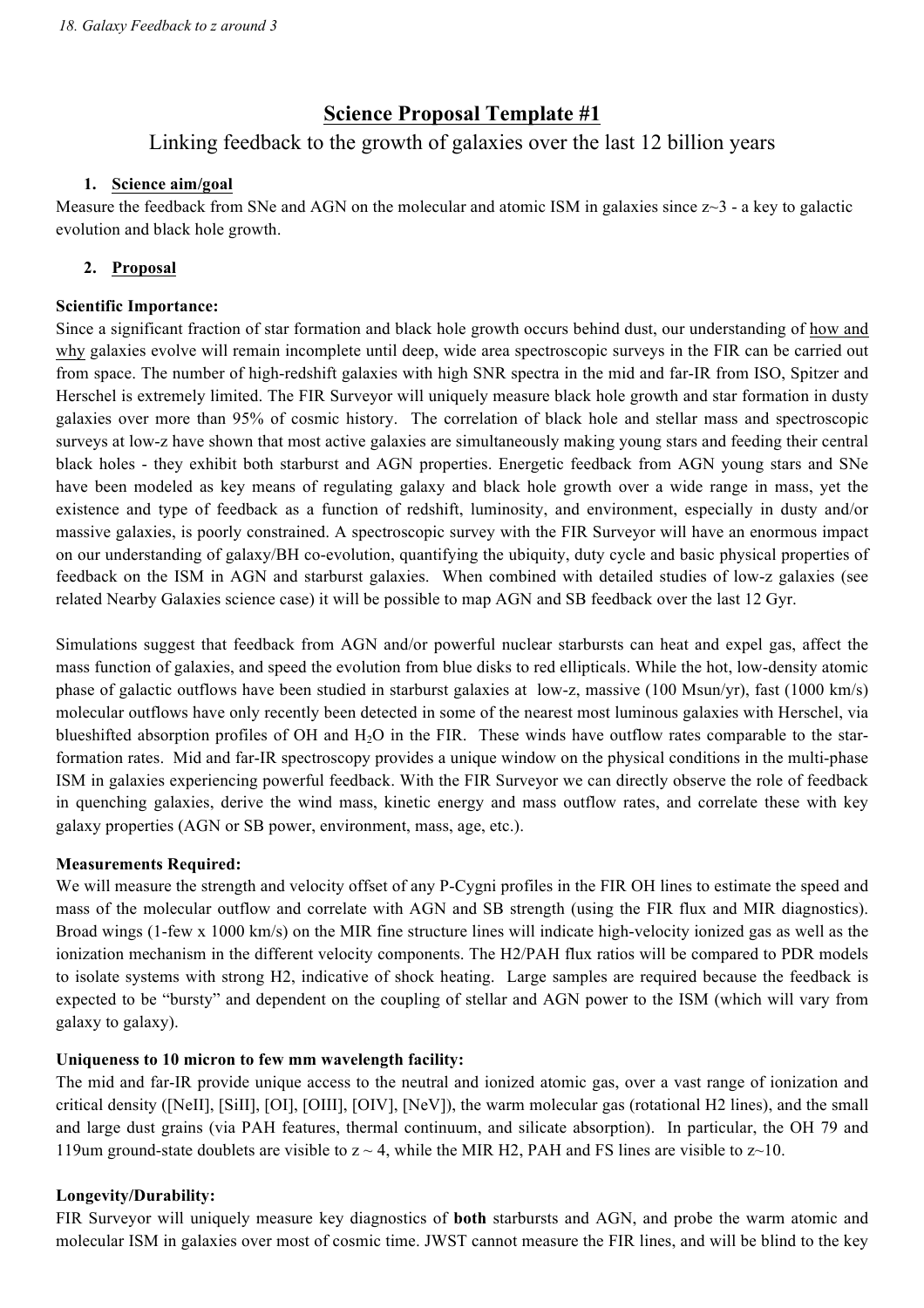## Science Proposal Template #1

Linking feedback to the growth of galaxies over the last 12 billion years

### 1. Science aim/goal

Measure the feedback from SNe and AGN on the molecular and atomic ISM in galaxies since z~3 - a key to galactic evolution and black hole growth.

### 2. Proposal

**Scientific Importance:**

Since a significant fraction of star formation and black hole growth occurs behind dust, our understanding of how and why galaxies evolve will remain incomplete until deep, wide area spectroscopic surveys in the FIR can be carried out from space. The number of high-redshift galaxies with high SNR spectra in the mid and far-IR from ISO, Spitzer and Herschel is extremely limited. The FIR Surveyor will uniquely measure black hole growth and star formation in dusty galaxies over more than 95% of cosmic history. The correlation of black hole and stellar mass and spectroscopic surveys at low-z have shown that most active galaxies are simultaneously making young stars and feeding their central black holes - they exhibit both starburst and AGN properties. Energetic feedback from AGN young stars and SNe have been modeled as key means of regulating galaxy and black hole growth over a wide range in mass, yet the existence and type of feedback as a function of redshift, luminosity, and environment, especially in dusty and/or massive galaxies, is poorly constrained. A spectroscopic survey with the FIR Surveyor will have an enormous impact on our understanding of galaxy/BH co-evolution, quantifying the ubiquity, duty cycle and basic physical properties of feedback on the ISM in AGN and starburst galaxies. When combined with detailed studies of low-z galaxies (see related Nearby Galaxies science case) it will be possible to map AGN and SB feedback over the last 12 Gyr.

Simulations suggest that feedback from AGN and/or powerful nuclear starbursts can heat and expel gas, affect the mass function of galaxies, and speed the evolution from blue disks to red ellipticals. While the hot, low-density atomic phase of galactic outflows have been studied in starburst galaxies at low-z, massive (100 Msun/yr), fast (1000 km/s) molecular outflows have only recently been detected in some of the nearest most luminous galaxies with Herschel, via blueshifted absorption profiles of OH and $H_2O$ in the FIR. These winds have outflow rates comparable to the star-formation rates. Mid and far-IR spectroscopy provides a unique window on the physical conditions in the multi-phase ISM in galaxies experiencing powerful feedback. With the FIR Surveyor we can directly observe the role of feedback in quenching galaxies, derive the wind mass, kinetic energy and mass outflow rates, and correlate these with key galaxy properties (AGN or SB power, environment, mass, age, etc.).

**Measurements Required:**

We will measure the strength and velocity offset of any P-Cygni profiles in the FIR OH lines to estimate the speed and mass of the molecular outflow and correlate with AGN and SB strength (using the FIR flux and MIR diagnostics). Broad wings (1-few x 1000 km/s) on the MIR fine structure lines will indicate high-velocity ionized gas as well as the ionization mechanism in the different velocity components. The H2/PAH flux ratios will be compared to PDR models to isolate systems with strong H2, indicative of shock heating. Large samples are required because the feedback is expected to be "bursty" and dependent on the coupling of stellar and AGN power to the ISM (which will vary from galaxy to galaxy).

**Uniqueness to 10 micron to few mm wavelength facility:**

The mid and far-IR provide unique access to the neutral and ionized atomic gas, over a vast range of ionization and critical density ([NeII], [SiII], [OI], [OIII], [OIV], [NeV]), the warm molecular gas (rotational H2 lines), and the small and large dust grains (via PAH features, thermal continuum, and silicate absorption). In particular, the OH 79 and 119um ground-state doublets are visible to z ~ 4, while the MIR H2, PAH and FS lines are visible to z~10.

**Longevity/Durability:**

FIR Surveyor will uniquely measure key diagnostics of **both** starbursts and AGN, and probe the warm atomic and molecular ISM in galaxies over most of cosmic time. JWST cannot measure the FIR lines, and will be blind to the key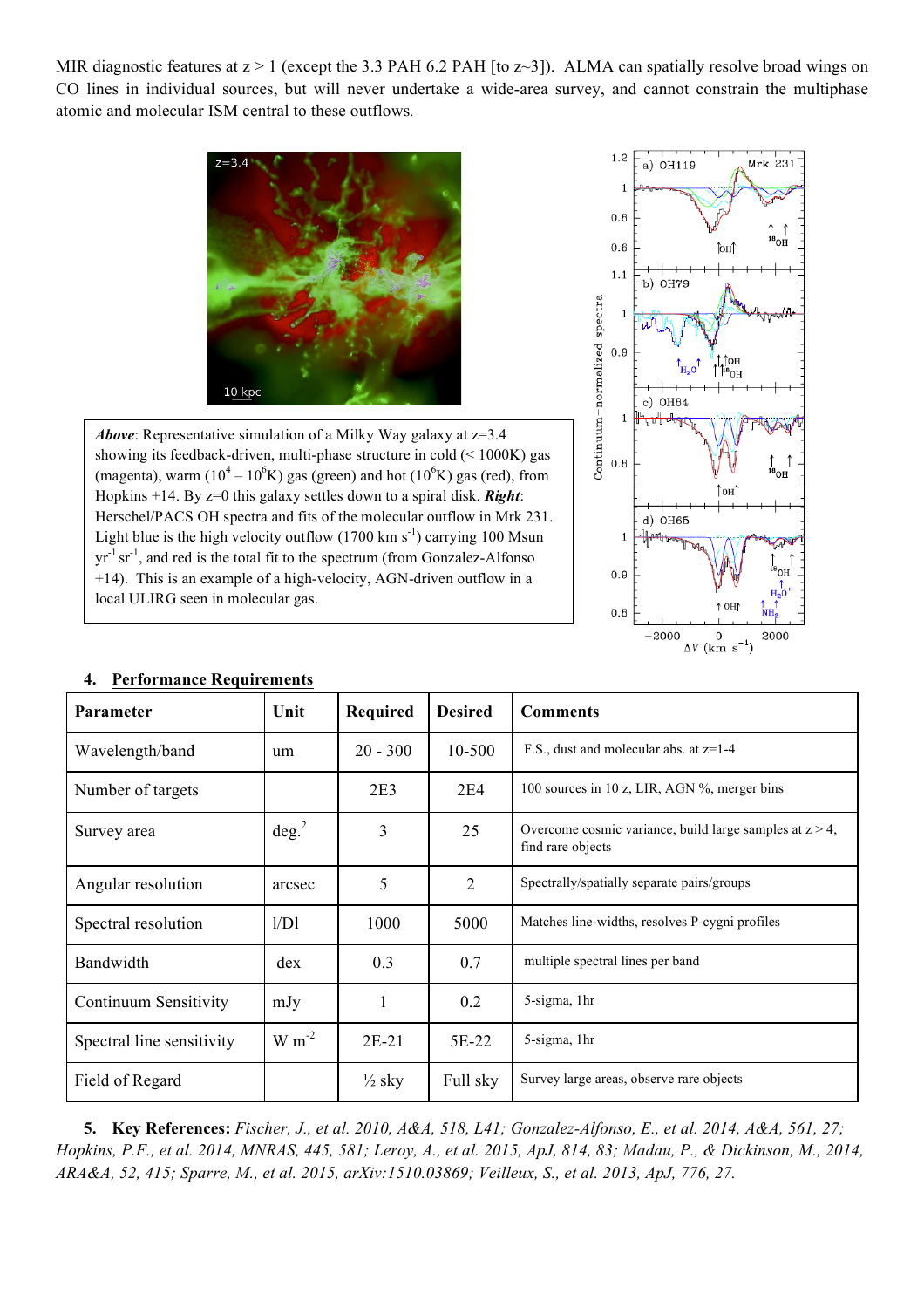MIR diagnostic features at z > 1 (except the 3.3 PAH 6.2 PAH [to z~3]). ALMA can spatially resolve broad wings on CO lines in individual sources, but will never undertake a wide-area survey, and cannot constrain the multiphase atomic and molecular ISM central to these outflows.

***Above***: Representative simulation of a Milky Way galaxy at z=3.4 showing its feedback-driven, multi-phase structure in cold (< 1000K) gas (magenta), warm ($10^4$ – $10^6$K) gas (green) and hot ($10^6$K) gas (red), from Hopkins +14. By z=0 this galaxy settles down to a spiral disk. ***Right***: Herschel/PACS OH spectra and fits of the molecular outflow in Mrk 231. Light blue is the high velocity outflow (1700 km $s^{-1}$) carrying 100 Msun $yr^{-1}$ $sr^{-1}$, and red is the total fit to the spectrum (from Gonzalez-Alfonso +14). This is an example of a high-velocity, AGN-driven outflow in a local ULIRG seen in molecular gas.

## 4. Performance Requirements

| Parameter | Unit | Required | Desired | Comments |
|---|---|---|---|---|
| Wavelength/band | um | 20 - 300 | 10-500 | F.S., dust and molecular abs. at z=1-4 |
| Number of targets | | 2E3 | 2E4 | 100 sources in 10 z, LIR, AGN %, merger bins |
| Survey area | deg.$^2$ | 3 | 25 | Overcome cosmic variance, build large samples at z > 4, find rare objects |
| Angular resolution | arcsec | 5 | 2 | Spectrally/spatially separate pairs/groups |
| Spectral resolution | l/Dl | 1000 | 5000 | Matches line-widths, resolves P-cygni profiles |
| Bandwidth | dex | 0.3 | 0.7 | multiple spectral lines per band |
| Continuum Sensitivity | mJy | 1 | 0.2 | 5-sigma, 1hr |
| Spectral line sensitivity | W $m^{-2}$ | 2E-21 | 5E-22 | 5-sigma, 1hr |
| Field of Regard | | ½ sky | Full sky | Survey large areas, observe rare objects |

**5. Key References:** *Fischer, J., et al. 2010, A&A, 518, L41; Gonzalez-Alfonso, E., et al. 2014, A&A, 561, 27; Hopkins, P.F., et al. 2014, MNRAS, 445, 581; Leroy, A., et al. 2015, ApJ, 814, 83; Madau, P., & Dickinson, M., 2014, ARA&A, 52, 415; Sparre, M., et al. 2015, arXiv:1510.03869; Veilleux, S., et al. 2013, ApJ, 776, 27.*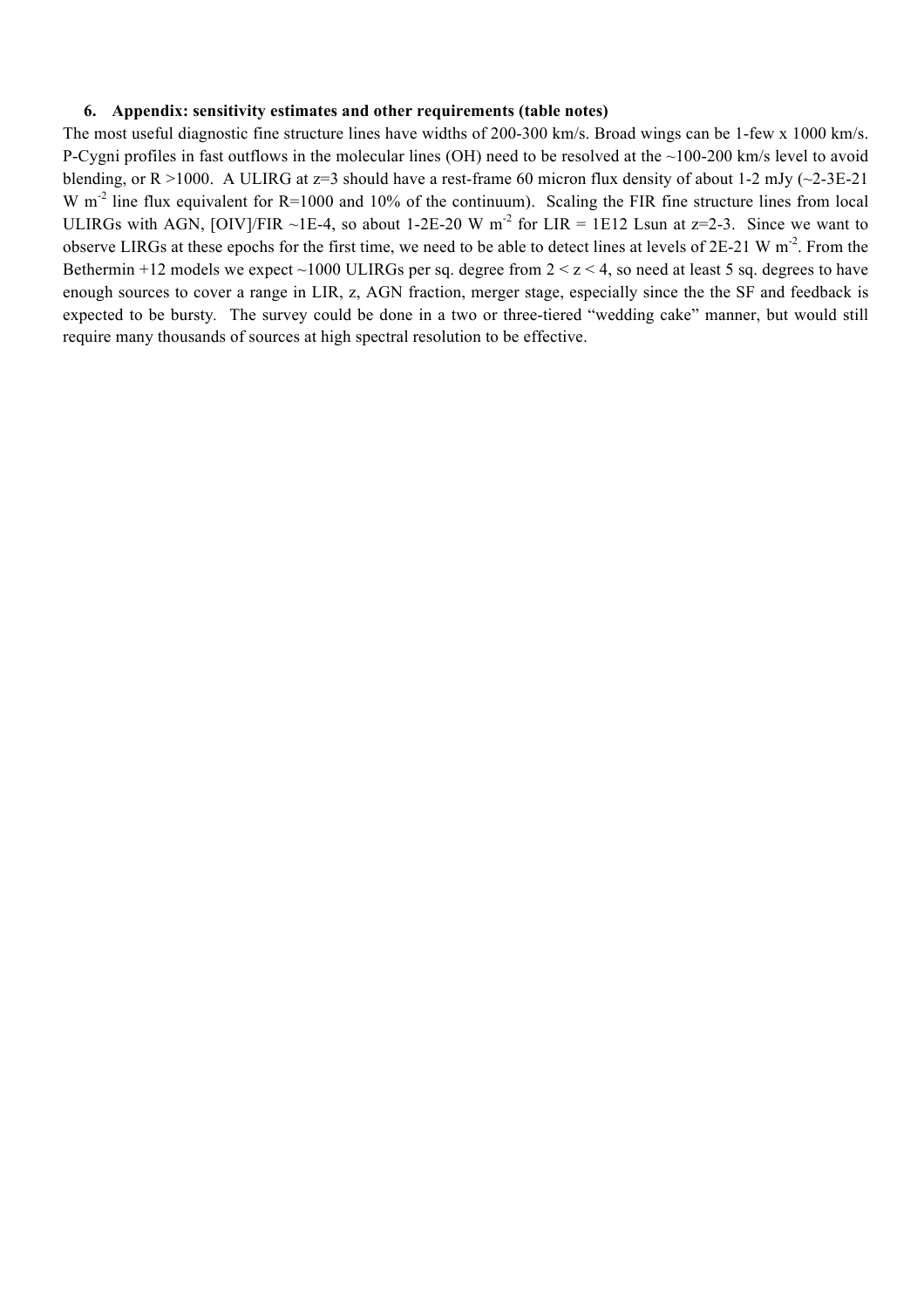## 6. Appendix: sensitivity estimates and other requirements (table notes)

The most useful diagnostic fine structure lines have widths of 200-300 km/s. Broad wings can be 1-few x 1000 km/s. P-Cygni profiles in fast outflows in the molecular lines (OH) need to be resolved at the ~100-200 km/s level to avoid blending, or R >1000. A ULIRG at z=3 should have a rest-frame 60 micron flux density of about 1-2 mJy (~2-3E-21 W m$^{-2}$ line flux equivalent for R=1000 and 10% of the continuum). Scaling the FIR fine structure lines from local ULIRGs with AGN, [OIV]/FIR ~1E-4, so about 1-2E-20 W m$^{-2}$ for LIR = 1E12 Lsun at z=2-3. Since we want to observe LIRGs at these epochs for the first time, we need to be able to detect lines at levels of 2E-21 W m$^{-2}$. From the Bethermin +12 models we expect ~1000 ULIRGs per sq. degree from $2 < z < 4$, so need at least 5 sq. degrees to have enough sources to cover a range in LIR, z, AGN fraction, merger stage, especially since the the SF and feedback is expected to be bursty. The survey could be done in a two or three-tiered "wedding cake" manner, but would still require many thousands of sources at high spectral resolution to be effective.